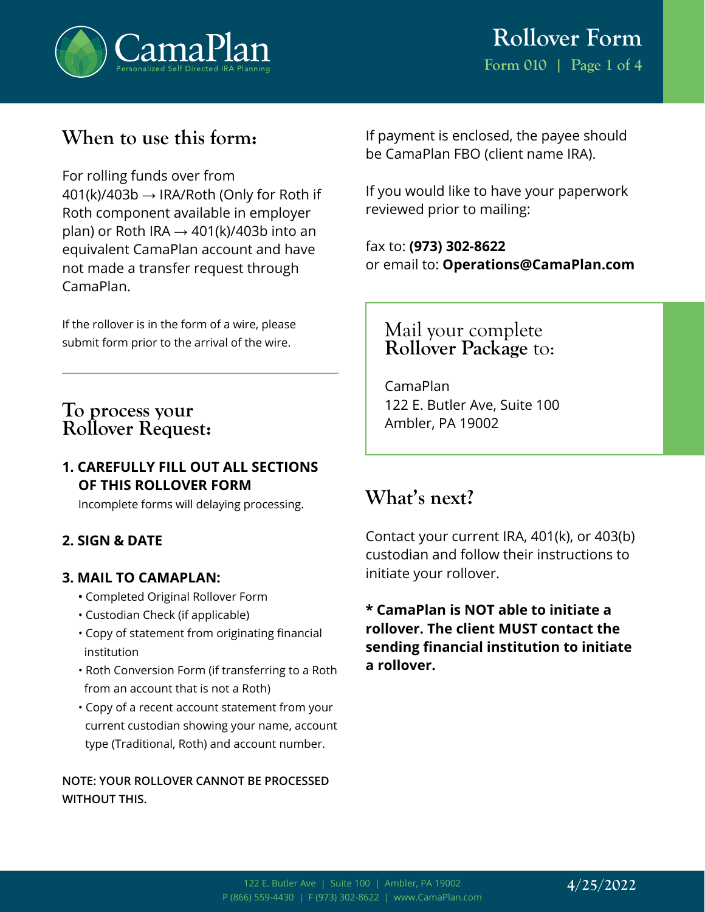# Rollover Form

Form 010

## When to use this form:

For rolling funds over from 401(k)/403b → IRA/Roth (Only for Roth if Roth component available in employer plan) or Roth IRA → 401(k)/403b into an equivalent CamaPlan account and have not made a transfer request through CamaPlan.

If the rollover is in the form of a wire, please submit form prior to the arrival of the wire.

## To process your Rollover Request:

**1. CAREFULLY FILL OUT ALL SECTIONS OF THIS ROLLOVER FORM**

Incomplete forms will delaying processing.

**2. SIGN & DATE**

**3. MAIL TO CAMAPLAN:**

- Completed Original Rollover Form
- Custodian Check (if applicable)
- Copy of statement from originating financial institution
- Roth Conversion Form (if transferring to a Roth from an account that is not a Roth)
- Copy of a recent account statement from your current custodian showing your name, account type (Traditional, Roth) and account number.

**NOTE: YOUR ROLLOVER CANNOT BE PROCESSED WITHOUT THIS.**

If payment is enclosed, the payee should be CamaPlan FBO (client name IRA).

If you would like to have your paperwork reviewed prior to mailing:

fax to: **(973) 302-8622**
or email to: **Operations@CamaPlan.com**

### Mail your complete **Rollover Package** to:

CamaPlan
122 E. Butler Ave, Suite 100
Ambler, PA 19002

## What's next?

Contact your current IRA, 401(k), or 403(b) custodian and follow their instructions to initiate your rollover.

**\* CamaPlan is NOT able to initiate a rollover. The client MUST contact the sending financial institution to initiate a rollover.**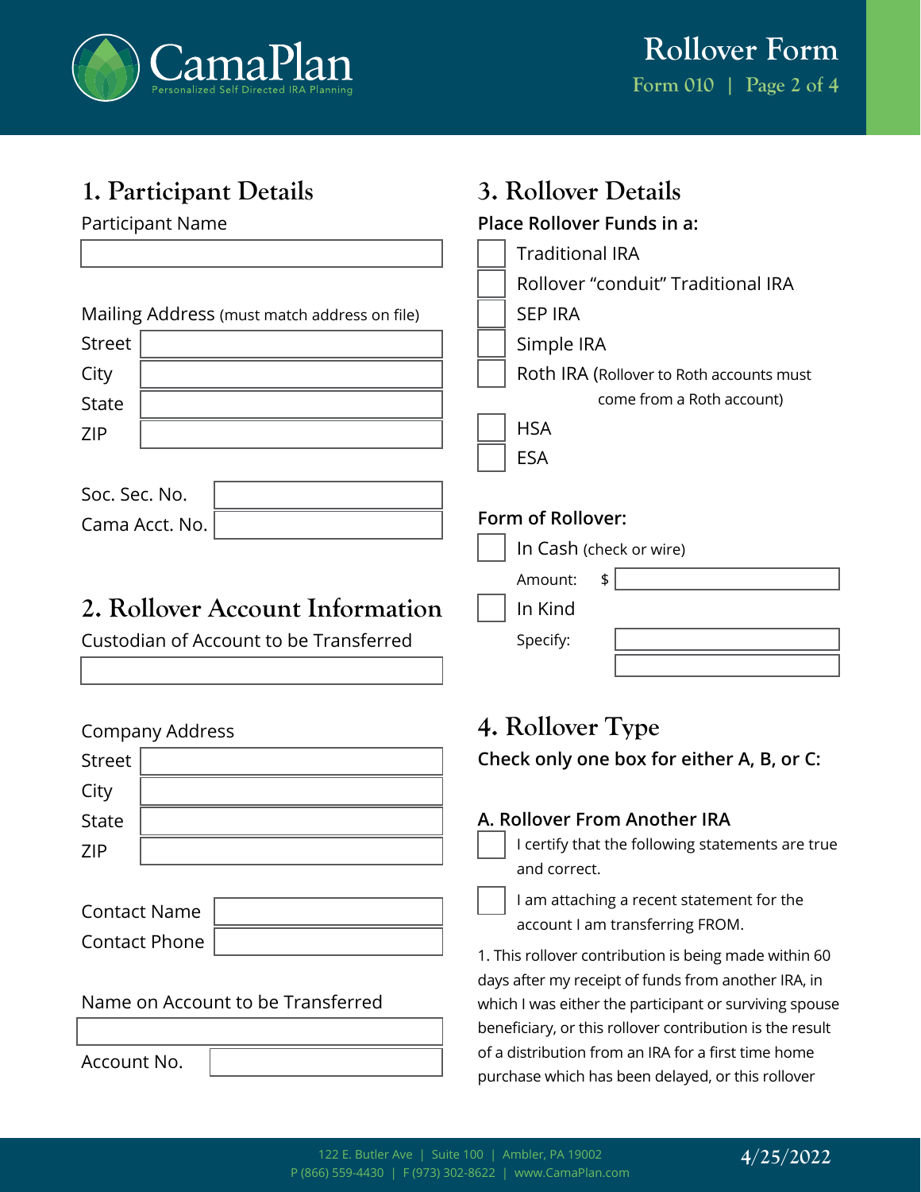# Rollover Form

Form 010

## 1. Participant Details

Participant Name

Mailing Address (must match address on file)

Street

City

State

ZIP

Soc. Sec. No.

Cama Acct. No.

## 2. Rollover Account Information

Custodian of Account to be Transferred

Company Address

Street

City

State

ZIP

Contact Name

Contact Phone

Name on Account to be Transferred

Account No.

## 3. Rollover Details

**Place Rollover Funds in a:**

- ☐ Traditional IRA
- ☐ Rollover "conduit" Traditional IRA
- ☐ SEP IRA
- ☐ Simple IRA
- ☐ Roth IRA (Rollover to Roth accounts must come from a Roth account)
- ☐ HSA
- ☐ ESA

**Form of Rollover:**

- ☐ In Cash (check or wire)

  Amount: $

- ☐ In Kind

  Specify:

## 4. Rollover Type

**Check only one box for either A, B, or C:**

**A. Rollover From Another IRA**

- ☐ I certify that the following statements are true and correct.
- ☐ I am attaching a recent statement for the account I am transferring FROM.

1. This rollover contribution is being made within 60 days after my receipt of funds from another IRA, in which I was either the participant or surviving spouse beneficiary, or this rollover contribution is the result of a distribution from an IRA for a first time home purchase which has been delayed, or this rollover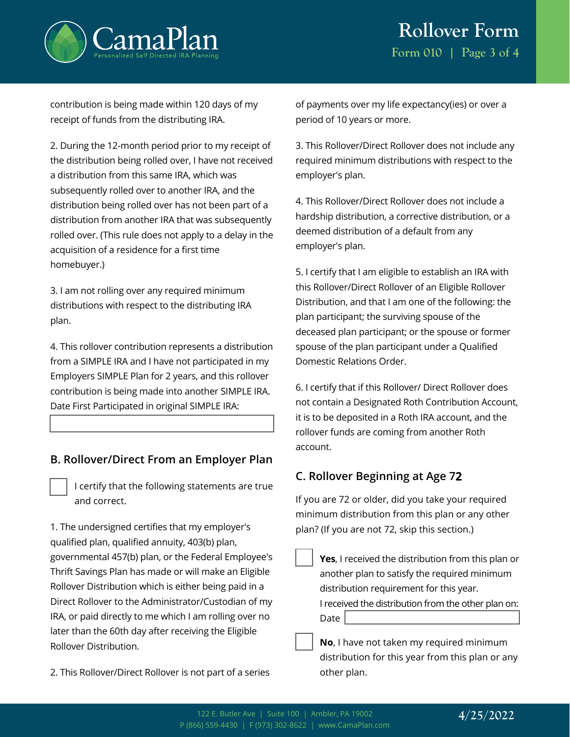contribution is being made within 120 days of my receipt of funds from the distributing IRA.

2. During the 12-month period prior to my receipt of the distribution being rolled over, I have not received a distribution from this same IRA, which was subsequently rolled over to another IRA, and the distribution being rolled over has not been part of a distribution from another IRA that was subsequently rolled over. (This rule does not apply to a delay in the acquisition of a residence for a first time homebuyer.)

3. I am not rolling over any required minimum distributions with respect to the distributing IRA plan.

4. This rollover contribution represents a distribution from a SIMPLE IRA and I have not participated in my Employers SIMPLE Plan for 2 years, and this rollover contribution is being made into another SIMPLE IRA. Date First Participated in original SIMPLE IRA:

\_\_\_\_\_\_\_\_\_\_\_\_\_\_\_\_\_\_\_\_

## B. Rollover/Direct From an Employer Plan

☐ I certify that the following statements are true and correct.

1. The undersigned certifies that my employer's qualified plan, qualified annuity, 403(b) plan, governmental 457(b) plan, or the Federal Employee's Thrift Savings Plan has made or will make an Eligible Rollover Distribution which is either being paid in a Direct Rollover to the Administrator/Custodian of my IRA, or paid directly to me which I am rolling over no later than the 60th day after receiving the Eligible Rollover Distribution.

2. This Rollover/Direct Rollover is not part of a series of payments over my life expectancy(ies) or over a period of 10 years or more.

3. This Rollover/Direct Rollover does not include any required minimum distributions with respect to the employer's plan.

4. This Rollover/Direct Rollover does not include a hardship distribution, a corrective distribution, or a deemed distribution of a default from any employer's plan.

5. I certify that I am eligible to establish an IRA with this Rollover/Direct Rollover of an Eligible Rollover Distribution, and that I am one of the following: the plan participant; the surviving spouse of the deceased plan participant; or the spouse or former spouse of the plan participant under a Qualified Domestic Relations Order.

6. I certify that if this Rollover/ Direct Rollover does not contain a Designated Roth Contribution Account, it is to be deposited in a Roth IRA account, and the rollover funds are coming from another Roth account.

## C. Rollover Beginning at Age 72

If you are 72 or older, did you take your required minimum distribution from this plan or any other plan? (If you are not 72, skip this section.)

☐ **Yes**, I received the distribution from this plan or another plan to satisfy the required minimum distribution requirement for this year.
I received the distribution from the other plan on: Date \_\_\_\_\_\_\_\_\_\_\_\_\_\_\_\_\_\_\_\_

☐ **No**, I have not taken my required minimum distribution for this year from this plan or any other plan.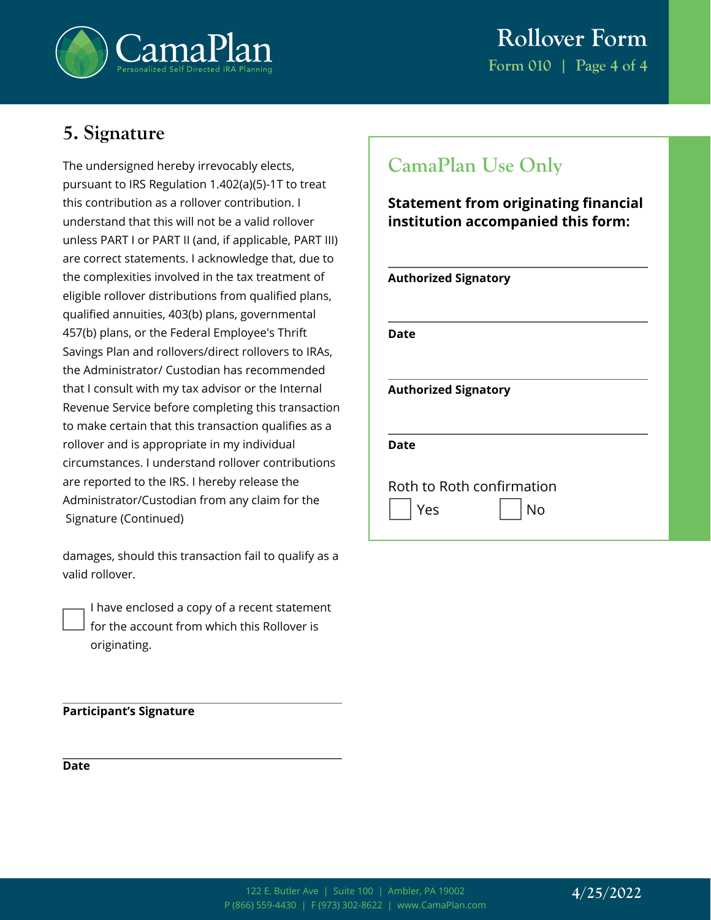## 5. Signature

The undersigned hereby irrevocably elects, pursuant to IRS Regulation 1.402(a)(5)-1T to treat this contribution as a rollover contribution. I understand that this will not be a valid rollover unless PART I or PART II (and, if applicable, PART III) are correct statements. I acknowledge that, due to the complexities involved in the tax treatment of eligible rollover distributions from qualified plans, qualified annuities, 403(b) plans, governmental 457(b) plans, or the Federal Employee's Thrift Savings Plan and rollovers/direct rollovers to IRAs, the Administrator/ Custodian has recommended that I consult with my tax advisor or the Internal Revenue Service before completing this transaction to make certain that this transaction qualifies as a rollover and is appropriate in my individual circumstances. I understand rollover contributions are reported to the IRS. I hereby release the Administrator/Custodian from any claim for the

Signature (Continued)

damages, should this transaction fail to qualify as a valid rollover.

☐ I have enclosed a copy of a recent statement for the account from which this Rollover is originating.

**Participant's Signature**

**Date**

### CamaPlan Use Only

**Statement from originating financial institution accompanied this form:**

**Authorized Signatory**

**Date**

**Authorized Signatory**

**Date**

Roth to Roth confirmation

☐ Yes ☐ No

4/25/2022